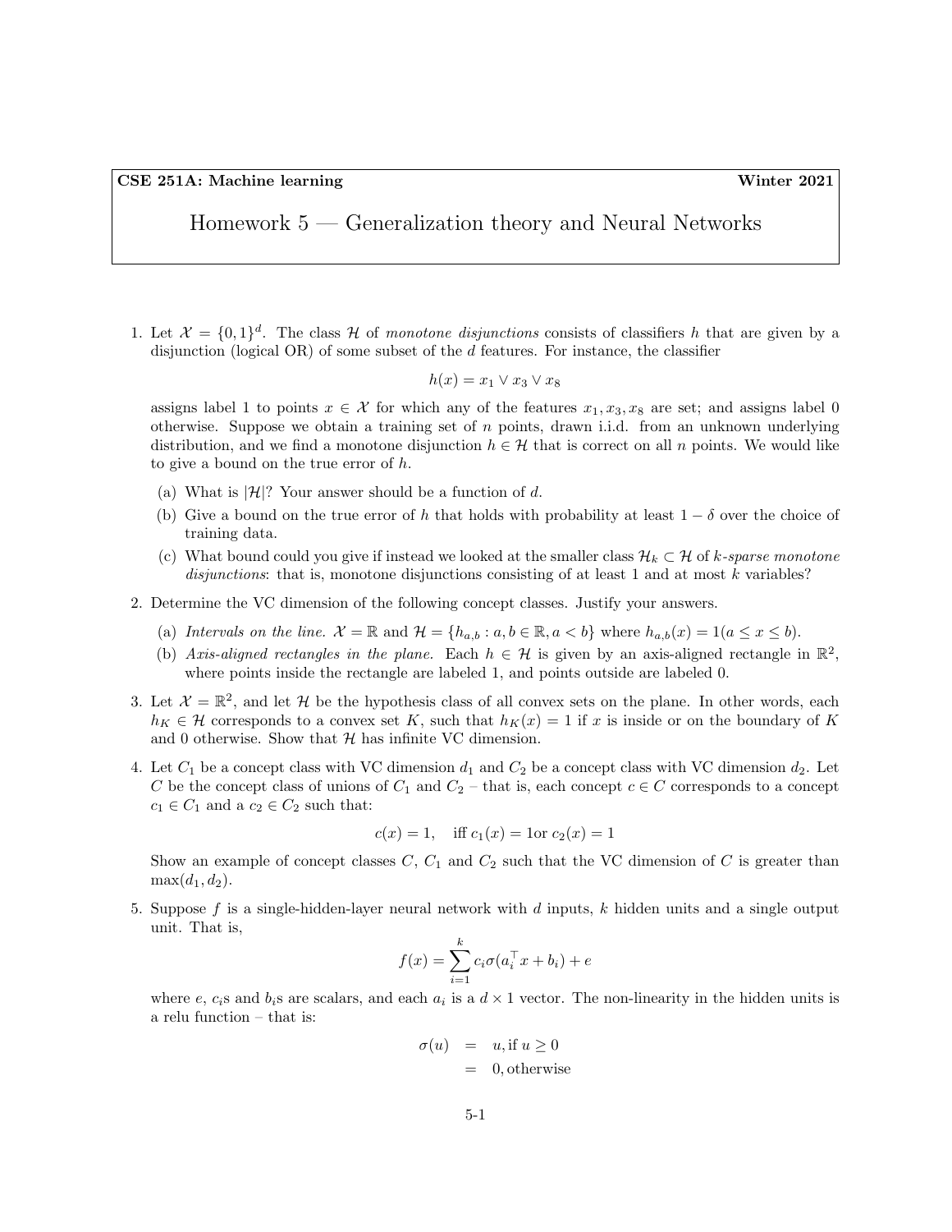**CSE 251A: Machine learning** **Winter 2021**

# Homework 5 — Generalization theory and Neural Networks

1. Let $\mathcal{X} = \{0,1\}^d$. The class $\mathcal{H}$ of *monotone disjunctions* consists of classifiers $h$ that are given by a disjunction (logical OR) of some subset of the $d$ features. For instance, the classifier

$$h(x) = x_1 \vee x_3 \vee x_8$$

assigns label 1 to points $x \in \mathcal{X}$ for which any of the features $x_1, x_3, x_8$ are set; and assigns label 0 otherwise. Suppose we obtain a training set of $n$ points, drawn i.i.d. from an unknown underlying distribution, and we find a monotone disjunction $h \in \mathcal{H}$ that is correct on all $n$ points. We would like to give a bound on the true error of $h$.

   (a) What is $|\mathcal{H}|$? Your answer should be a function of $d$.

   (b) Give a bound on the true error of $h$ that holds with probability at least $1 - \delta$ over the choice of training data.

   (c) What bound could you give if instead we looked at the smaller class $\mathcal{H}_k \subset \mathcal{H}$ of *k-sparse monotone disjunctions*: that is, monotone disjunctions consisting of at least 1 and at most $k$ variables?

2. Determine the VC dimension of the following concept classes. Justify your answers.

   (a) *Intervals on the line.* $\mathcal{X} = \mathbb{R}$ and $\mathcal{H} = \{h_{a,b} : a, b \in \mathbb{R}, a < b\}$ where $h_{a,b}(x) = 1(a \le x \le b)$.

   (b) *Axis-aligned rectangles in the plane.* Each $h \in \mathcal{H}$ is given by an axis-aligned rectangle in $\mathbb{R}^2$, where points inside the rectangle are labeled 1, and points outside are labeled 0.

3. Let $\mathcal{X} = \mathbb{R}^2$, and let $\mathcal{H}$ be the hypothesis class of all convex sets on the plane. In other words, each $h_K \in \mathcal{H}$ corresponds to a convex set $K$, such that $h_K(x) = 1$ if $x$ is inside or on the boundary of $K$ and 0 otherwise. Show that $\mathcal{H}$ has infinite VC dimension.

4. Let $C_1$ be a concept class with VC dimension $d_1$ and $C_2$ be a concept class with VC dimension $d_2$. Let $C$ be the concept class of unions of $C_1$ and $C_2$ – that is, each concept $c \in C$ corresponds to a concept $c_1 \in C_1$ and a $c_2 \in C_2$ such that:

$$c(x) = 1, \quad \text{iff } c_1(x) = 1 \text{or } c_2(x) = 1$$

Show an example of concept classes $C$, $C_1$ and $C_2$ such that the VC dimension of $C$ is greater than $\max(d_1, d_2)$.

5. Suppose $f$ is a single-hidden-layer neural network with $d$ inputs, $k$ hidden units and a single output unit. That is,

$$f(x) = \sum_{i=1}^{k} c_i \sigma(a_i^\top x + b_i) + e$$

where $e$, $c_i$s and $b_i$s are scalars, and each $a_i$ is a $d \times 1$ vector. The non-linearity in the hidden units is a relu function – that is:

$$\begin{aligned} \sigma(u) &= u, \text{if } u \ge 0 \\ &= 0, \text{otherwise} \end{aligned}$$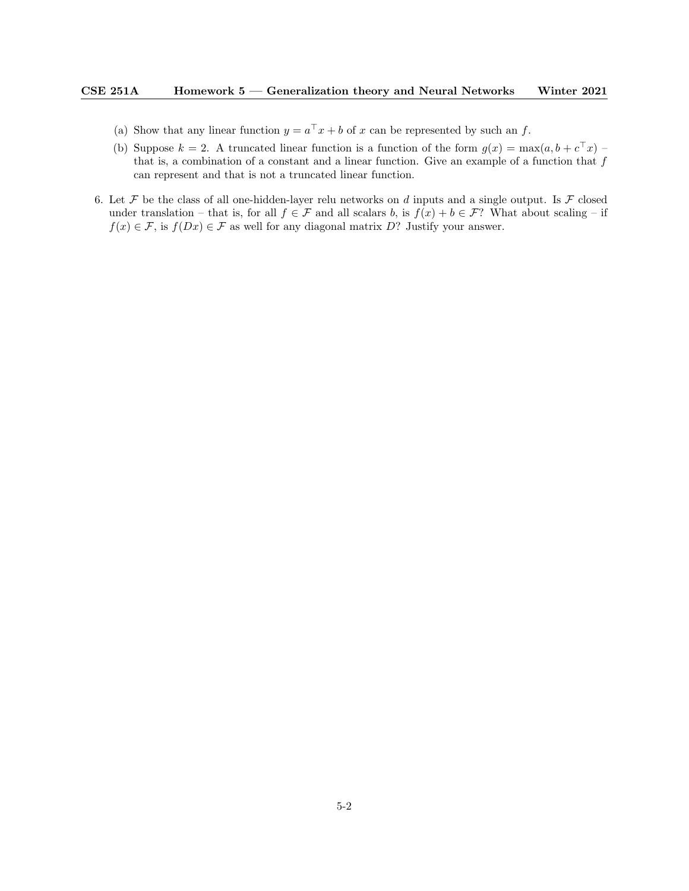(a) Show that any linear function $y = a^\top x + b$ of $x$ can be represented by such an $f$.

(b) Suppose $k = 2$. A truncated linear function is a function of the form $g(x) = \max(a, b + c^\top x)$ – that is, a combination of a constant and a linear function. Give an example of a function that $f$ can represent and that is not a truncated linear function.

6. Let $\mathcal{F}$ be the class of all one-hidden-layer relu networks on $d$ inputs and a single output. Is $\mathcal{F}$ closed under translation – that is, for all $f \in \mathcal{F}$ and all scalars $b$, is $f(x) + b \in \mathcal{F}$? What about scaling – if $f(x) \in \mathcal{F}$, is $f(Dx) \in \mathcal{F}$ as well for any diagonal matrix $D$? Justify your answer.